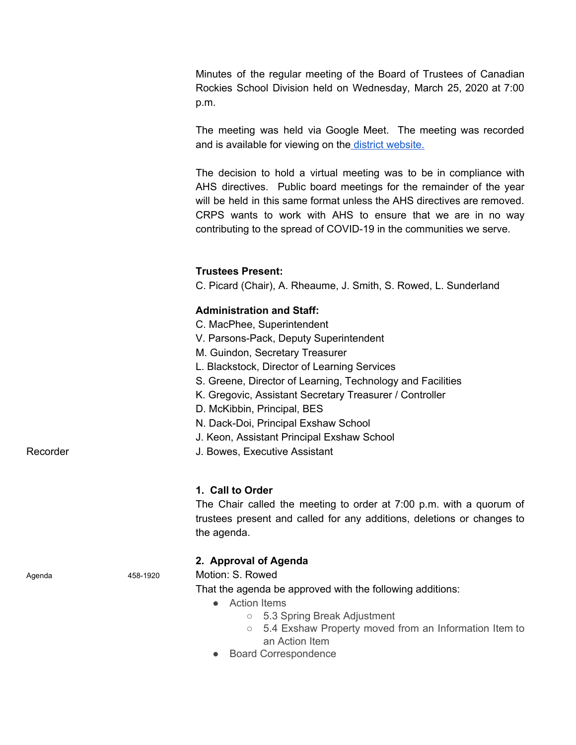Minutes of the regular meeting of the Board of Trustees of Canadian Rockies School Division held on Wednesday, March 25, 2020 at 7:00 p.m.

The meeting was held via Google Meet. The meeting was recorded and is available for viewing on the [district website.](district website.)

The decision to hold a virtual meeting was to be in compliance with AHS directives. Public board meetings for the remainder of the year will be held in this same format unless the AHS directives are removed. CRPS wants to work with AHS to ensure that we are in no way contributing to the spread of COVID-19 in the communities we serve.

**Trustees Present:**
C. Picard (Chair), A. Rheaume, J. Smith, S. Rowed, L. Sunderland

**Administration and Staff:**
C. MacPhee, Superintendent
V. Parsons-Pack, Deputy Superintendent
M. Guindon, Secretary Treasurer
L. Blackstock, Director of Learning Services
S. Greene, Director of Learning, Technology and Facilities
K. Gregovic, Assistant Secretary Treasurer / Controller
D. McKibbin, Principal, BES
N. Dack-Doi, Principal Exshaw School
J. Keon, Assistant Principal Exshaw School
Recorder — J. Bowes, Executive Assistant

## 1. Call to Order

The Chair called the meeting to order at 7:00 p.m. with a quorum of trustees present and called for any additions, deletions or changes to the agenda.

## 2. Approval of Agenda

Agenda — 458-1920

Motion: S. Rowed
That the agenda be approved with the following additions:

- Action Items
  - 5.3 Spring Break Adjustment
  - 5.4 Exshaw Property moved from an Information Item to an Action Item
- Board Correspondence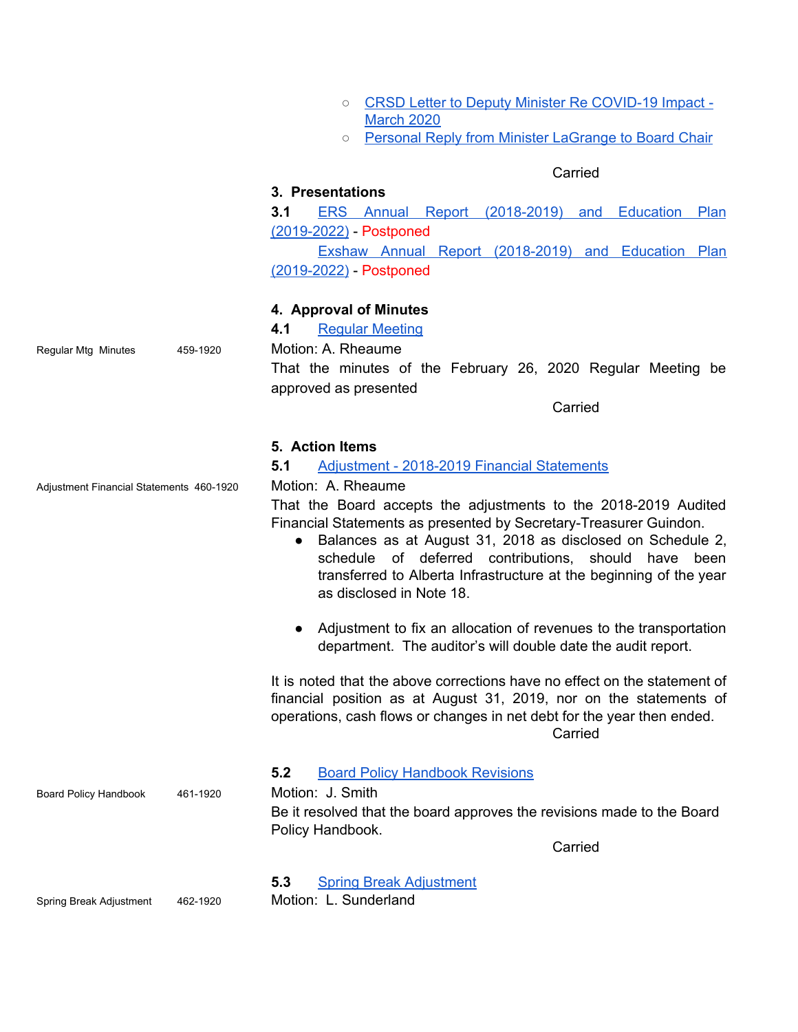- CRSD Letter to Deputy Minister Re COVID-19 Impact - March 2020
- Personal Reply from Minister LaGrange to Board Chair

Carried

**3. Presentations**

**3.1** ERS Annual Report (2018-2019) and Education Plan (2019-2022) - Postponed

Exshaw Annual Report (2018-2019) and Education Plan (2019-2022) - Postponed

**4. Approval of Minutes**

**4.1** Regular Meeting

Regular Mtg Minutes 459-1920

Motion: A. Rheaume

That the minutes of the February 26, 2020 Regular Meeting be approved as presented

Carried

**5. Action Items**

**5.1** Adjustment - 2018-2019 Financial Statements

Adjustment Financial Statements 460-1920

Motion: A. Rheaume

That the Board accepts the adjustments to the 2018-2019 Audited Financial Statements as presented by Secretary-Treasurer Guindon.

- Balances as at August 31, 2018 as disclosed on Schedule 2, schedule of deferred contributions, should have been transferred to Alberta Infrastructure at the beginning of the year as disclosed in Note 18.
- Adjustment to fix an allocation of revenues to the transportation department. The auditor's will double date the audit report.

It is noted that the above corrections have no effect on the statement of financial position as at August 31, 2019, nor on the statements of operations, cash flows or changes in net debt for the year then ended.

Carried

**5.2** Board Policy Handbook Revisions

Board Policy Handbook 461-1920

Motion: J. Smith

Be it resolved that the board approves the revisions made to the Board Policy Handbook.

Carried

**5.3** Spring Break Adjustment

Spring Break Adjustment 462-1920

Motion: L. Sunderland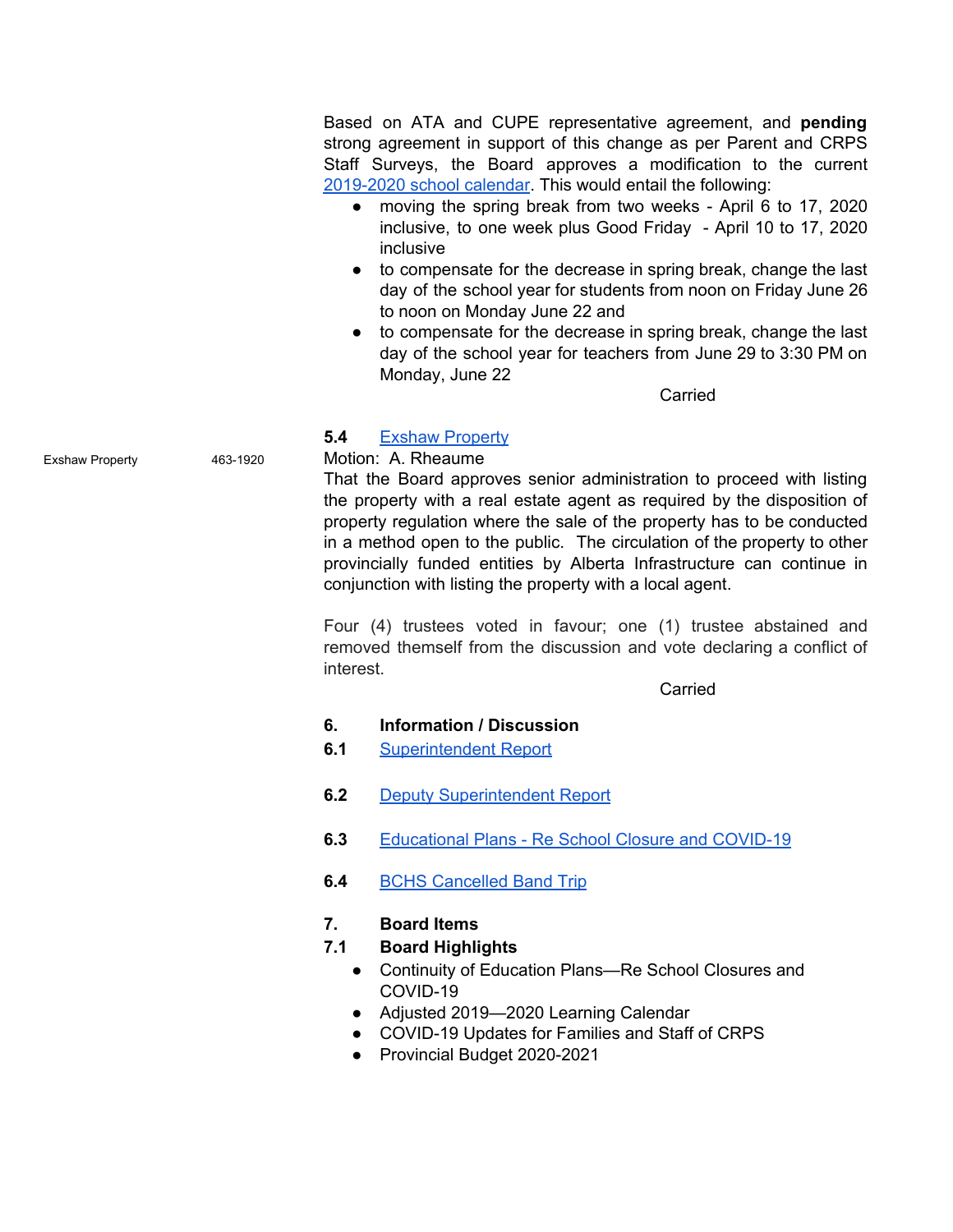Based on ATA and CUPE representative agreement, and **pending** strong agreement in support of this change as per Parent and CRPS Staff Surveys, the Board approves a modification to the current 2019-2020 school calendar. This would entail the following:

- moving the spring break from two weeks - April 6 to 17, 2020 inclusive, to one week plus Good Friday - April 10 to 17, 2020 inclusive
- to compensate for the decrease in spring break, change the last day of the school year for students from noon on Friday June 26 to noon on Monday June 22 and
- to compensate for the decrease in spring break, change the last day of the school year for teachers from June 29 to 3:30 PM on Monday, June 22

Carried

**5.4** Exshaw Property

Exshaw Property 463-1920

Motion: A. Rheaume

That the Board approves senior administration to proceed with listing the property with a real estate agent as required by the disposition of property regulation where the sale of the property has to be conducted in a method open to the public. The circulation of the property to other provincially funded entities by Alberta Infrastructure can continue in conjunction with listing the property with a local agent.

Four (4) trustees voted in favour; one (1) trustee abstained and removed themself from the discussion and vote declaring a conflict of interest.

Carried

**6. Information / Discussion**

**6.1** Superintendent Report

**6.2** Deputy Superintendent Report

**6.3** Educational Plans - Re School Closure and COVID-19

**6.4** BCHS Cancelled Band Trip

**7. Board Items**

**7.1 Board Highlights**

- Continuity of Education Plans—Re School Closures and COVID-19
- Adjusted 2019—2020 Learning Calendar
- COVID-19 Updates for Families and Staff of CRPS
- Provincial Budget 2020-2021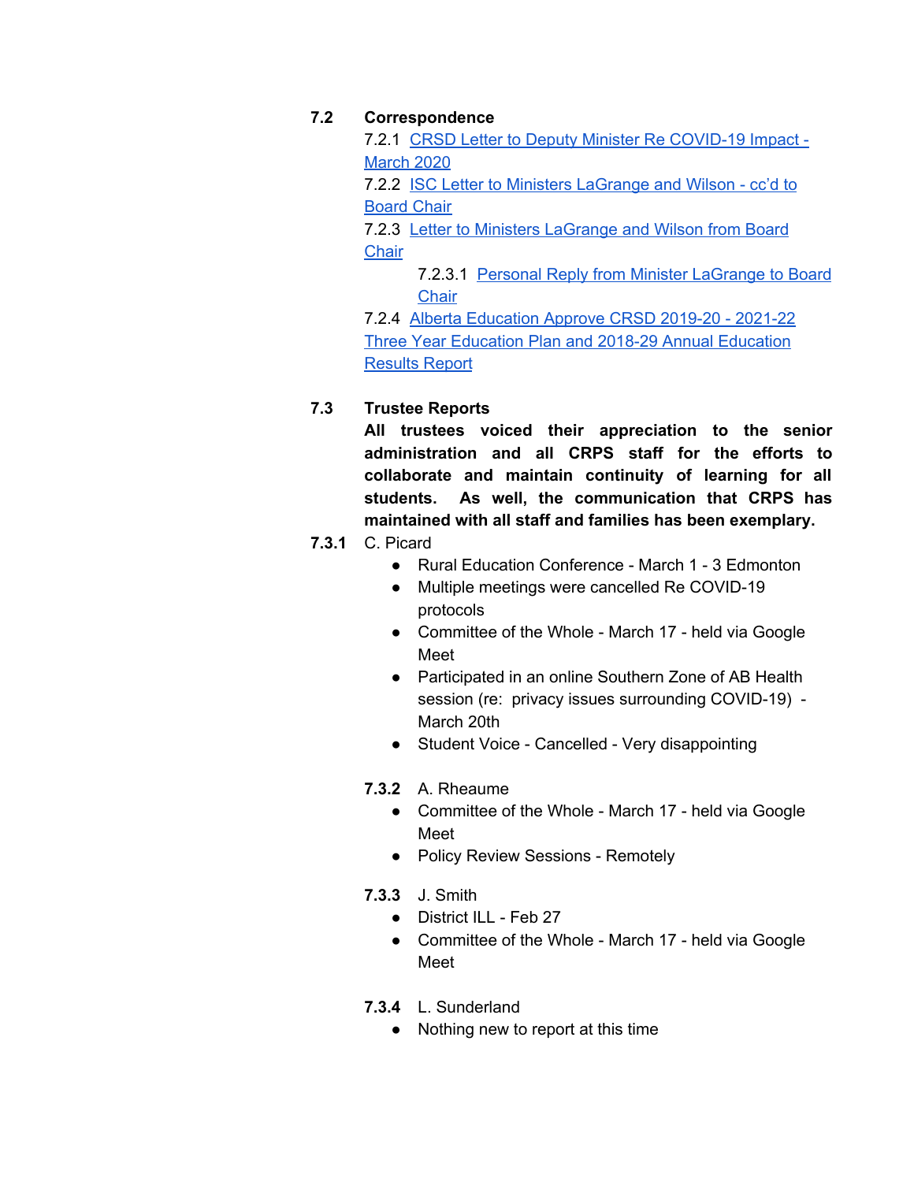**7.2 Correspondence**

7.2.1 [CRSD Letter to Deputy Minister Re COVID-19 Impact - March 2020]()

7.2.2 [ISC Letter to Ministers LaGrange and Wilson - cc'd to Board Chair]()

7.2.3 [Letter to Ministers LaGrange and Wilson from Board Chair]()

- 7.2.3.1 [Personal Reply from Minister LaGrange to Board Chair]()

7.2.4 [Alberta Education Approve CRSD 2019-20 - 2021-22 Three Year Education Plan and 2018-29 Annual Education Results Report]()

**7.3 Trustee Reports**

**All trustees voiced their appreciation to the senior administration and all CRPS staff for the efforts to collaborate and maintain continuity of learning for all students. As well, the communication that CRPS has maintained with all staff and families has been exemplary.**

**7.3.1** C. Picard

- Rural Education Conference - March 1 - 3 Edmonton
- Multiple meetings were cancelled Re COVID-19 protocols
- Committee of the Whole - March 17 - held via Google Meet
- Participated in an online Southern Zone of AB Health session (re: privacy issues surrounding COVID-19) - March 20th
- Student Voice - Cancelled - Very disappointing

**7.3.2** A. Rheaume

- Committee of the Whole - March 17 - held via Google Meet
- Policy Review Sessions - Remotely

**7.3.3** J. Smith

- District ILL - Feb 27
- Committee of the Whole - March 17 - held via Google Meet

**7.3.4** L. Sunderland

- Nothing new to report at this time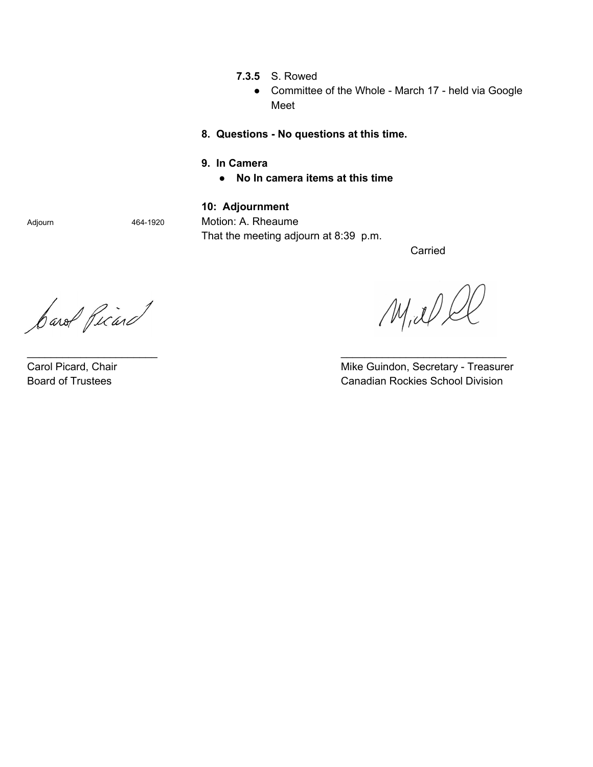**7.3.5** S. Rowed

- Committee of the Whole - March 17 - held via Google Meet

**8. Questions - No questions at this time.**

**9. In Camera**

- **No In camera items at this time**

**10: Adjournment**

Adjourn 464-1920

Motion: A. Rheaume
That the meeting adjourn at 8:39 p.m.

Carried

\_\_\_\_\_\_\_\_\_\_\_\_\_\_\_\_\_\_\_\_\_\_\_\_
Carol Picard, Chair
Board of Trustees

\_\_\_\_\_\_\_\_\_\_\_\_\_\_\_\_\_\_\_\_\_\_\_\_
Mike Guindon, Secretary - Treasurer
Canadian Rockies School Division